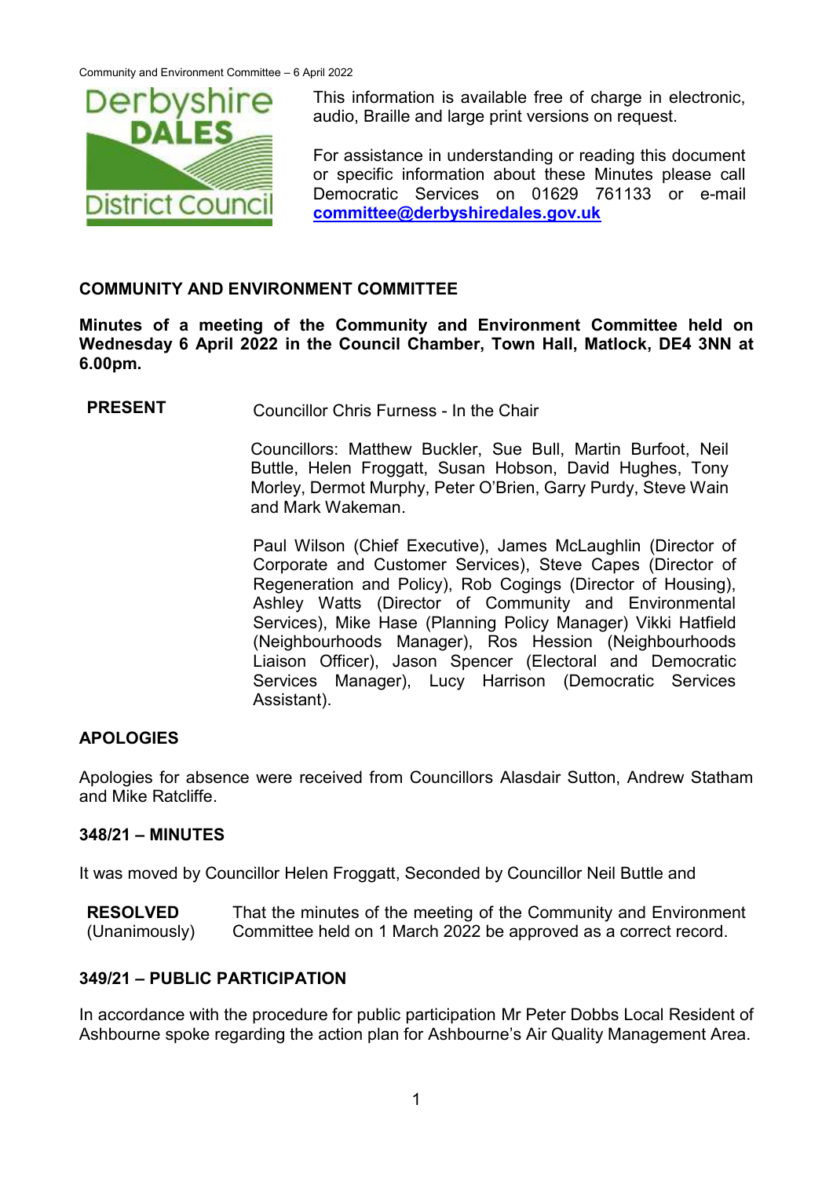This information is available free of charge in electronic, audio, Braille and large print versions on request.

For assistance in understanding or reading this document or specific information about these Minutes please call Democratic Services on 01629 761133 or e-mail **committee@derbyshiredales.gov.uk**

## COMMUNITY AND ENVIRONMENT COMMITTEE

**Minutes of a meeting of the Community and Environment Committee held on Wednesday 6 April 2022 in the Council Chamber, Town Hall, Matlock, DE4 3NN at 6.00pm.**

**PRESENT** Councillor Chris Furness - In the Chair

Councillors: Matthew Buckler, Sue Bull, Martin Burfoot, Neil Buttle, Helen Froggatt, Susan Hobson, David Hughes, Tony Morley, Dermot Murphy, Peter O'Brien, Garry Purdy, Steve Wain and Mark Wakeman.

Paul Wilson (Chief Executive), James McLaughlin (Director of Corporate and Customer Services), Steve Capes (Director of Regeneration and Policy), Rob Cogings (Director of Housing), Ashley Watts (Director of Community and Environmental Services), Mike Hase (Planning Policy Manager) Vikki Hatfield (Neighbourhoods Manager), Ros Hession (Neighbourhoods Liaison Officer), Jason Spencer (Electoral and Democratic Services Manager), Lucy Harrison (Democratic Services Assistant).

### APOLOGIES

Apologies for absence were received from Councillors Alasdair Sutton, Andrew Statham and Mike Ratcliffe.

### 348/21 – MINUTES

It was moved by Councillor Helen Froggatt, Seconded by Councillor Neil Buttle and

**RESOLVED** (Unanimously) That the minutes of the meeting of the Community and Environment Committee held on 1 March 2022 be approved as a correct record.

### 349/21 – PUBLIC PARTICIPATION

In accordance with the procedure for public participation Mr Peter Dobbs Local Resident of Ashbourne spoke regarding the action plan for Ashbourne's Air Quality Management Area.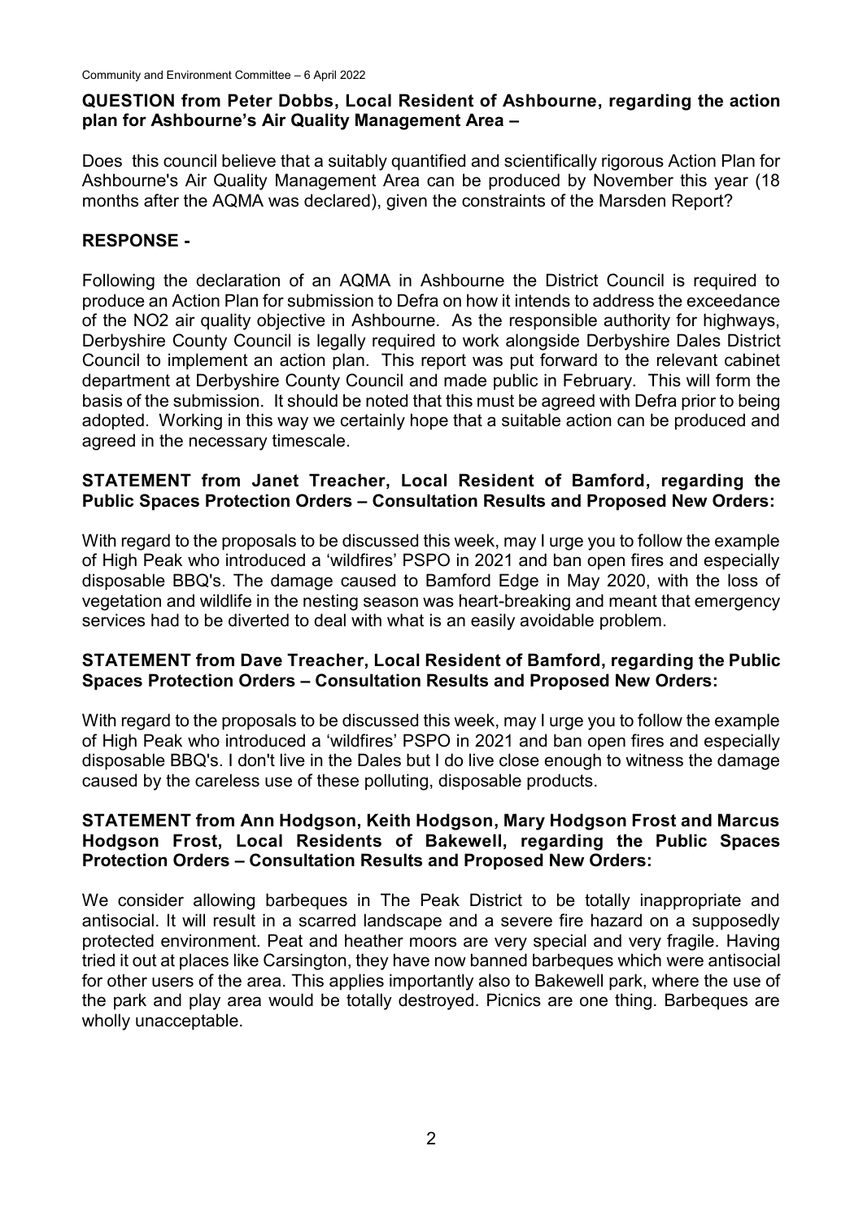**QUESTION from Peter Dobbs, Local Resident of Ashbourne, regarding the action plan for Ashbourne's Air Quality Management Area –**

Does this council believe that a suitably quantified and scientifically rigorous Action Plan for Ashbourne's Air Quality Management Area can be produced by November this year (18 months after the AQMA was declared), given the constraints of the Marsden Report?

**RESPONSE -**

Following the declaration of an AQMA in Ashbourne the District Council is required to produce an Action Plan for submission to Defra on how it intends to address the exceedance of the NO2 air quality objective in Ashbourne. As the responsible authority for highways, Derbyshire County Council is legally required to work alongside Derbyshire Dales District Council to implement an action plan. This report was put forward to the relevant cabinet department at Derbyshire County Council and made public in February. This will form the basis of the submission. It should be noted that this must be agreed with Defra prior to being adopted. Working in this way we certainly hope that a suitable action can be produced and agreed in the necessary timescale.

**STATEMENT from Janet Treacher, Local Resident of Bamford, regarding the Public Spaces Protection Orders – Consultation Results and Proposed New Orders:**

With regard to the proposals to be discussed this week, may I urge you to follow the example of High Peak who introduced a 'wildfires' PSPO in 2021 and ban open fires and especially disposable BBQ's. The damage caused to Bamford Edge in May 2020, with the loss of vegetation and wildlife in the nesting season was heart-breaking and meant that emergency services had to be diverted to deal with what is an easily avoidable problem.

**STATEMENT from Dave Treacher, Local Resident of Bamford, regarding the Public Spaces Protection Orders – Consultation Results and Proposed New Orders:**

With regard to the proposals to be discussed this week, may I urge you to follow the example of High Peak who introduced a 'wildfires' PSPO in 2021 and ban open fires and especially disposable BBQ's. I don't live in the Dales but I do live close enough to witness the damage caused by the careless use of these polluting, disposable products.

**STATEMENT from Ann Hodgson, Keith Hodgson, Mary Hodgson Frost and Marcus Hodgson Frost, Local Residents of Bakewell, regarding the Public Spaces Protection Orders – Consultation Results and Proposed New Orders:**

We consider allowing barbeques in The Peak District to be totally inappropriate and antisocial. It will result in a scarred landscape and a severe fire hazard on a supposedly protected environment. Peat and heather moors are very special and very fragile. Having tried it out at places like Carsington, they have now banned barbeques which were antisocial for other users of the area. This applies importantly also to Bakewell park, where the use of the park and play area would be totally destroyed. Picnics are one thing. Barbeques are wholly unacceptable.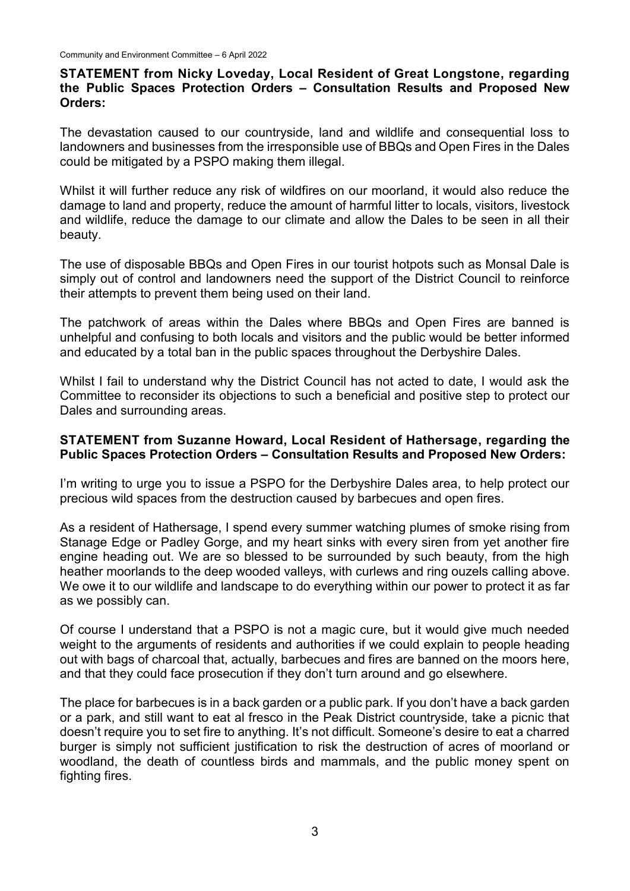**STATEMENT from Nicky Loveday, Local Resident of Great Longstone, regarding the Public Spaces Protection Orders – Consultation Results and Proposed New Orders:**

The devastation caused to our countryside, land and wildlife and consequential loss to landowners and businesses from the irresponsible use of BBQs and Open Fires in the Dales could be mitigated by a PSPO making them illegal.

Whilst it will further reduce any risk of wildfires on our moorland, it would also reduce the damage to land and property, reduce the amount of harmful litter to locals, visitors, livestock and wildlife, reduce the damage to our climate and allow the Dales to be seen in all their beauty.

The use of disposable BBQs and Open Fires in our tourist hotpots such as Monsal Dale is simply out of control and landowners need the support of the District Council to reinforce their attempts to prevent them being used on their land.

The patchwork of areas within the Dales where BBQs and Open Fires are banned is unhelpful and confusing to both locals and visitors and the public would be better informed and educated by a total ban in the public spaces throughout the Derbyshire Dales.

Whilst I fail to understand why the District Council has not acted to date, I would ask the Committee to reconsider its objections to such a beneficial and positive step to protect our Dales and surrounding areas.

**STATEMENT from Suzanne Howard, Local Resident of Hathersage, regarding the Public Spaces Protection Orders – Consultation Results and Proposed New Orders:**

I'm writing to urge you to issue a PSPO for the Derbyshire Dales area, to help protect our precious wild spaces from the destruction caused by barbecues and open fires.

As a resident of Hathersage, I spend every summer watching plumes of smoke rising from Stanage Edge or Padley Gorge, and my heart sinks with every siren from yet another fire engine heading out. We are so blessed to be surrounded by such beauty, from the high heather moorlands to the deep wooded valleys, with curlews and ring ouzels calling above. We owe it to our wildlife and landscape to do everything within our power to protect it as far as we possibly can.

Of course I understand that a PSPO is not a magic cure, but it would give much needed weight to the arguments of residents and authorities if we could explain to people heading out with bags of charcoal that, actually, barbecues and fires are banned on the moors here, and that they could face prosecution if they don't turn around and go elsewhere.

The place for barbecues is in a back garden or a public park. If you don't have a back garden or a park, and still want to eat al fresco in the Peak District countryside, take a picnic that doesn't require you to set fire to anything. It's not difficult. Someone's desire to eat a charred burger is simply not sufficient justification to risk the destruction of acres of moorland or woodland, the death of countless birds and mammals, and the public money spent on fighting fires.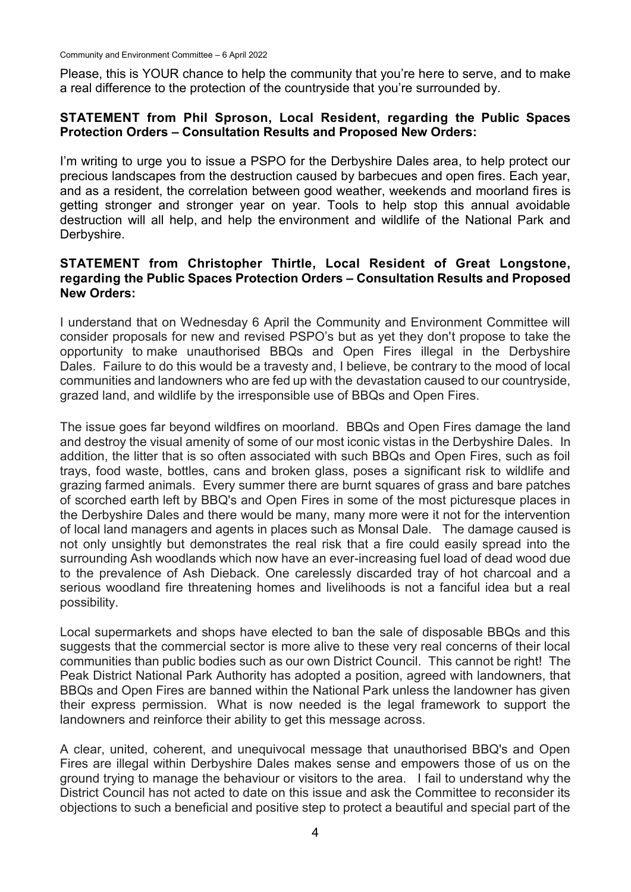Please, this is YOUR chance to help the community that you're here to serve, and to make a real difference to the protection of the countryside that you're surrounded by.

**STATEMENT from Phil Sproson, Local Resident, regarding the Public Spaces Protection Orders – Consultation Results and Proposed New Orders:**

I'm writing to urge you to issue a PSPO for the Derbyshire Dales area, to help protect our precious landscapes from the destruction caused by barbecues and open fires. Each year, and as a resident, the correlation between good weather, weekends and moorland fires is getting stronger and stronger year on year. Tools to help stop this annual avoidable destruction will all help, and help the environment and wildlife of the National Park and Derbyshire.

**STATEMENT from Christopher Thirtle, Local Resident of Great Longstone, regarding the Public Spaces Protection Orders – Consultation Results and Proposed New Orders:**

I understand that on Wednesday 6 April the Community and Environment Committee will consider proposals for new and revised PSPO's but as yet they don't propose to take the opportunity to make unauthorised BBQs and Open Fires illegal in the Derbyshire Dales. Failure to do this would be a travesty and, I believe, be contrary to the mood of local communities and landowners who are fed up with the devastation caused to our countryside, grazed land, and wildlife by the irresponsible use of BBQs and Open Fires.

The issue goes far beyond wildfires on moorland. BBQs and Open Fires damage the land and destroy the visual amenity of some of our most iconic vistas in the Derbyshire Dales. In addition, the litter that is so often associated with such BBQs and Open Fires, such as foil trays, food waste, bottles, cans and broken glass, poses a significant risk to wildlife and grazing farmed animals. Every summer there are burnt squares of grass and bare patches of scorched earth left by BBQ's and Open Fires in some of the most picturesque places in the Derbyshire Dales and there would be many, many more were it not for the intervention of local land managers and agents in places such as Monsal Dale. The damage caused is not only unsightly but demonstrates the real risk that a fire could easily spread into the surrounding Ash woodlands which now have an ever-increasing fuel load of dead wood due to the prevalence of Ash Dieback. One carelessly discarded tray of hot charcoal and a serious woodland fire threatening homes and livelihoods is not a fanciful idea but a real possibility.

Local supermarkets and shops have elected to ban the sale of disposable BBQs and this suggests that the commercial sector is more alive to these very real concerns of their local communities than public bodies such as our own District Council. This cannot be right! The Peak District National Park Authority has adopted a position, agreed with landowners, that BBQs and Open Fires are banned within the National Park unless the landowner has given their express permission. What is now needed is the legal framework to support the landowners and reinforce their ability to get this message across.

A clear, united, coherent, and unequivocal message that unauthorised BBQ's and Open Fires are illegal within Derbyshire Dales makes sense and empowers those of us on the ground trying to manage the behaviour or visitors to the area. I fail to understand why the District Council has not acted to date on this issue and ask the Committee to reconsider its objections to such a beneficial and positive step to protect a beautiful and special part of the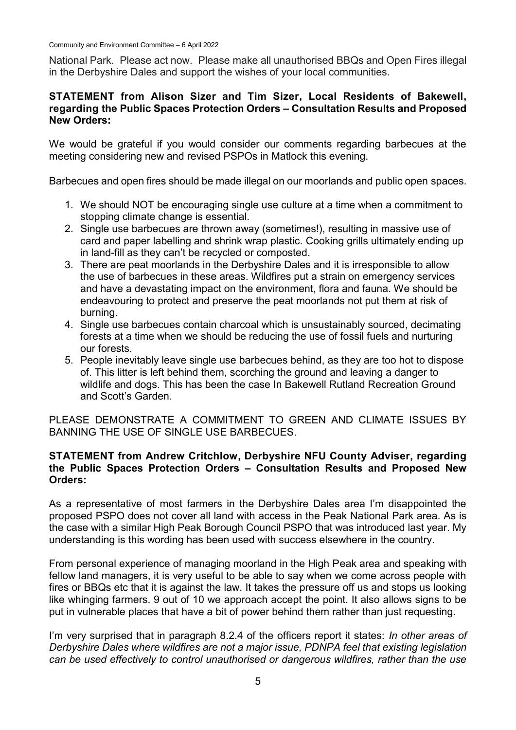National Park. Please act now. Please make all unauthorised BBQs and Open Fires illegal in the Derbyshire Dales and support the wishes of your local communities.

**STATEMENT from Alison Sizer and Tim Sizer, Local Residents of Bakewell, regarding the Public Spaces Protection Orders – Consultation Results and Proposed New Orders:**

We would be grateful if you would consider our comments regarding barbecues at the meeting considering new and revised PSPOs in Matlock this evening.

Barbecues and open fires should be made illegal on our moorlands and public open spaces.

1. We should NOT be encouraging single use culture at a time when a commitment to stopping climate change is essential.
2. Single use barbecues are thrown away (sometimes!), resulting in massive use of card and paper labelling and shrink wrap plastic. Cooking grills ultimately ending up in land-fill as they can't be recycled or composted.
3. There are peat moorlands in the Derbyshire Dales and it is irresponsible to allow the use of barbecues in these areas. Wildfires put a strain on emergency services and have a devastating impact on the environment, flora and fauna. We should be endeavouring to protect and preserve the peat moorlands not put them at risk of burning.
4. Single use barbecues contain charcoal which is unsustainably sourced, decimating forests at a time when we should be reducing the use of fossil fuels and nurturing our forests.
5. People inevitably leave single use barbecues behind, as they are too hot to dispose of. This litter is left behind them, scorching the ground and leaving a danger to wildlife and dogs. This has been the case In Bakewell Rutland Recreation Ground and Scott's Garden.

PLEASE DEMONSTRATE A COMMITMENT TO GREEN AND CLIMATE ISSUES BY BANNING THE USE OF SINGLE USE BARBECUES.

**STATEMENT from Andrew Critchlow, Derbyshire NFU County Adviser, regarding the Public Spaces Protection Orders – Consultation Results and Proposed New Orders:**

As a representative of most farmers in the Derbyshire Dales area I'm disappointed the proposed PSPO does not cover all land with access in the Peak National Park area. As is the case with a similar High Peak Borough Council PSPO that was introduced last year. My understanding is this wording has been used with success elsewhere in the country.

From personal experience of managing moorland in the High Peak area and speaking with fellow land managers, it is very useful to be able to say when we come across people with fires or BBQs etc that it is against the law. It takes the pressure off us and stops us looking like whinging farmers. 9 out of 10 we approach accept the point. It also allows signs to be put in vulnerable places that have a bit of power behind them rather than just requesting.

I'm very surprised that in paragraph 8.2.4 of the officers report it states: *In other areas of Derbyshire Dales where wildfires are not a major issue, PDNPA feel that existing legislation can be used effectively to control unauthorised or dangerous wildfires, rather than the use*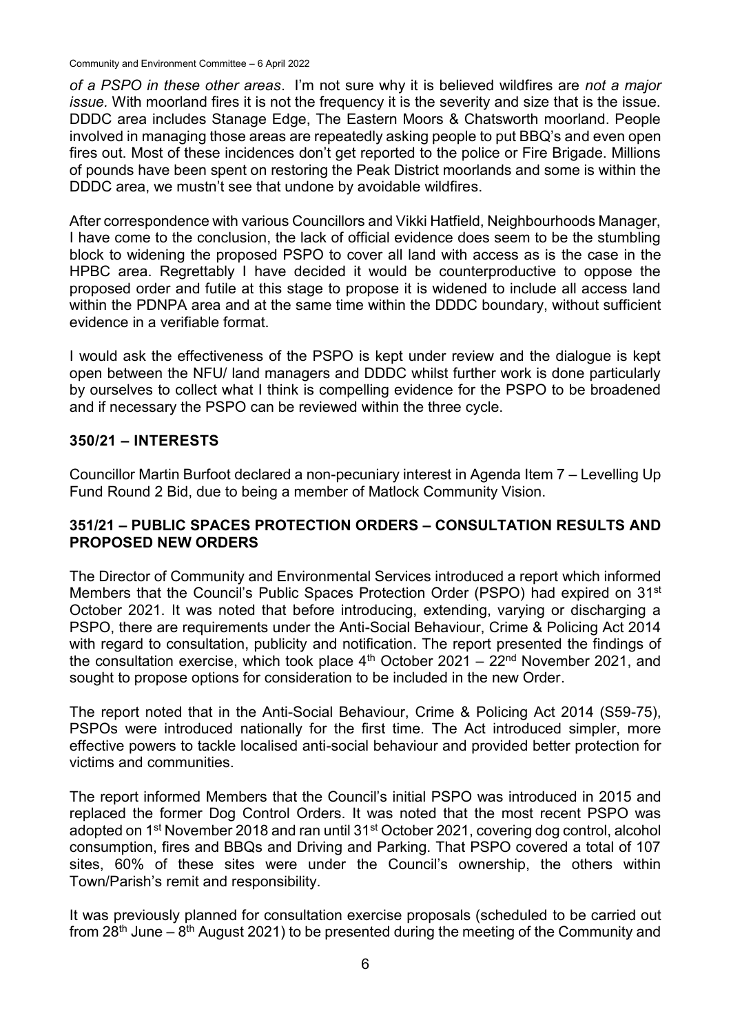*of a PSPO in these other areas*. I'm not sure why it is believed wildfires are *not a major issue.* With moorland fires it is not the frequency it is the severity and size that is the issue. DDDC area includes Stanage Edge, The Eastern Moors & Chatsworth moorland. People involved in managing those areas are repeatedly asking people to put BBQ's and even open fires out. Most of these incidences don't get reported to the police or Fire Brigade. Millions of pounds have been spent on restoring the Peak District moorlands and some is within the DDDC area, we mustn't see that undone by avoidable wildfires.

After correspondence with various Councillors and Vikki Hatfield, Neighbourhoods Manager, I have come to the conclusion, the lack of official evidence does seem to be the stumbling block to widening the proposed PSPO to cover all land with access as is the case in the HPBC area. Regrettably I have decided it would be counterproductive to oppose the proposed order and futile at this stage to propose it is widened to include all access land within the PDNPA area and at the same time within the DDDC boundary, without sufficient evidence in a verifiable format.

I would ask the effectiveness of the PSPO is kept under review and the dialogue is kept open between the NFU/ land managers and DDDC whilst further work is done particularly by ourselves to collect what I think is compelling evidence for the PSPO to be broadened and if necessary the PSPO can be reviewed within the three cycle.

## 350/21 – INTERESTS

Councillor Martin Burfoot declared a non-pecuniary interest in Agenda Item 7 – Levelling Up Fund Round 2 Bid, due to being a member of Matlock Community Vision.

## 351/21 – PUBLIC SPACES PROTECTION ORDERS – CONSULTATION RESULTS AND PROPOSED NEW ORDERS

The Director of Community and Environmental Services introduced a report which informed Members that the Council's Public Spaces Protection Order (PSPO) had expired on 31st October 2021. It was noted that before introducing, extending, varying or discharging a PSPO, there are requirements under the Anti-Social Behaviour, Crime & Policing Act 2014 with regard to consultation, publicity and notification. The report presented the findings of the consultation exercise, which took place 4th October 2021 – 22nd November 2021, and sought to propose options for consideration to be included in the new Order.

The report noted that in the Anti-Social Behaviour, Crime & Policing Act 2014 (S59-75), PSPOs were introduced nationally for the first time. The Act introduced simpler, more effective powers to tackle localised anti-social behaviour and provided better protection for victims and communities.

The report informed Members that the Council's initial PSPO was introduced in 2015 and replaced the former Dog Control Orders. It was noted that the most recent PSPO was adopted on 1st November 2018 and ran until 31st October 2021, covering dog control, alcohol consumption, fires and BBQs and Driving and Parking. That PSPO covered a total of 107 sites, 60% of these sites were under the Council's ownership, the others within Town/Parish's remit and responsibility.

It was previously planned for consultation exercise proposals (scheduled to be carried out from 28th June – 8th August 2021) to be presented during the meeting of the Community and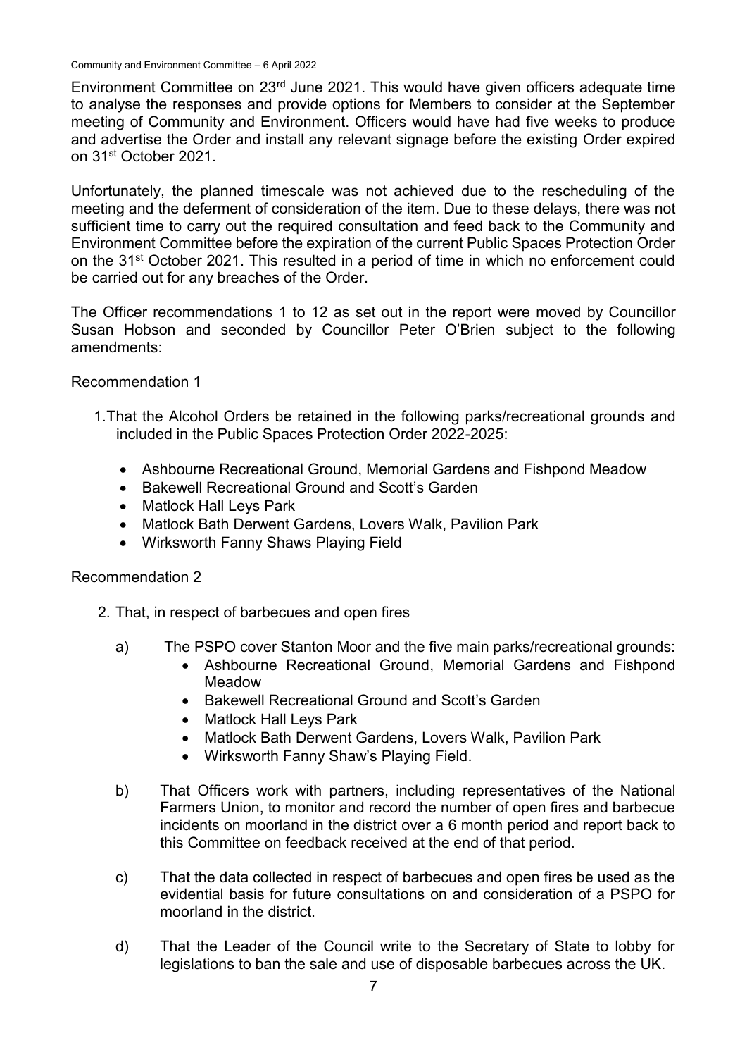Environment Committee on 23rd June 2021. This would have given officers adequate time to analyse the responses and provide options for Members to consider at the September meeting of Community and Environment. Officers would have had five weeks to produce and advertise the Order and install any relevant signage before the existing Order expired on 31st October 2021.

Unfortunately, the planned timescale was not achieved due to the rescheduling of the meeting and the deferment of consideration of the item. Due to these delays, there was not sufficient time to carry out the required consultation and feed back to the Community and Environment Committee before the expiration of the current Public Spaces Protection Order on the 31st October 2021. This resulted in a period of time in which no enforcement could be carried out for any breaches of the Order.

The Officer recommendations 1 to 12 as set out in the report were moved by Councillor Susan Hobson and seconded by Councillor Peter O'Brien subject to the following amendments:

Recommendation 1

1. That the Alcohol Orders be retained in the following parks/recreational grounds and included in the Public Spaces Protection Order 2022-2025:

   - Ashbourne Recreational Ground, Memorial Gardens and Fishpond Meadow
   - Bakewell Recreational Ground and Scott's Garden
   - Matlock Hall Leys Park
   - Matlock Bath Derwent Gardens, Lovers Walk, Pavilion Park
   - Wirksworth Fanny Shaws Playing Field

Recommendation 2

2. That, in respect of barbecues and open fires

   a) The PSPO cover Stanton Moor and the five main parks/recreational grounds:
      - Ashbourne Recreational Ground, Memorial Gardens and Fishpond Meadow
      - Bakewell Recreational Ground and Scott's Garden
      - Matlock Hall Leys Park
      - Matlock Bath Derwent Gardens, Lovers Walk, Pavilion Park
      - Wirksworth Fanny Shaw's Playing Field.

   b) That Officers work with partners, including representatives of the National Farmers Union, to monitor and record the number of open fires and barbecue incidents on moorland in the district over a 6 month period and report back to this Committee on feedback received at the end of that period.

   c) That the data collected in respect of barbecues and open fires be used as the evidential basis for future consultations on and consideration of a PSPO for moorland in the district.

   d) That the Leader of the Council write to the Secretary of State to lobby for legislations to ban the sale and use of disposable barbecues across the UK.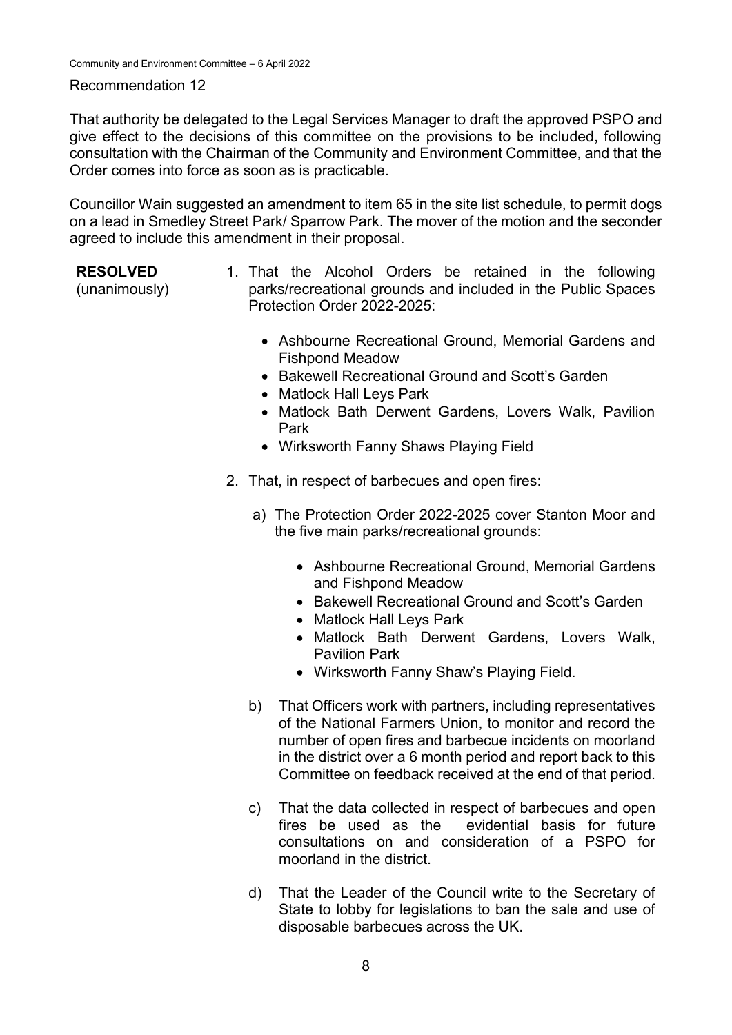Recommendation 12

That authority be delegated to the Legal Services Manager to draft the approved PSPO and give effect to the decisions of this committee on the provisions to be included, following consultation with the Chairman of the Community and Environment Committee, and that the Order comes into force as soon as is practicable.

Councillor Wain suggested an amendment to item 65 in the site list schedule, to permit dogs on a lead in Smedley Street Park/ Sparrow Park. The mover of the motion and the seconder agreed to include this amendment in their proposal.

**RESOLVED** (unanimously)

1. That the Alcohol Orders be retained in the following parks/recreational grounds and included in the Public Spaces Protection Order 2022-2025:
   - Ashbourne Recreational Ground, Memorial Gardens and Fishpond Meadow
   - Bakewell Recreational Ground and Scott's Garden
   - Matlock Hall Leys Park
   - Matlock Bath Derwent Gardens, Lovers Walk, Pavilion Park
   - Wirksworth Fanny Shaws Playing Field

2. That, in respect of barbecues and open fires:

   a) The Protection Order 2022-2025 cover Stanton Moor and the five main parks/recreational grounds:
      - Ashbourne Recreational Ground, Memorial Gardens and Fishpond Meadow
      - Bakewell Recreational Ground and Scott's Garden
      - Matlock Hall Leys Park
      - Matlock Bath Derwent Gardens, Lovers Walk, Pavilion Park
      - Wirksworth Fanny Shaw's Playing Field.

   b) That Officers work with partners, including representatives of the National Farmers Union, to monitor and record the number of open fires and barbecue incidents on moorland in the district over a 6 month period and report back to this Committee on feedback received at the end of that period.

   c) That the data collected in respect of barbecues and open fires be used as the evidential basis for future consultations on and consideration of a PSPO for moorland in the district.

   d) That the Leader of the Council write to the Secretary of State to lobby for legislations to ban the sale and use of disposable barbecues across the UK.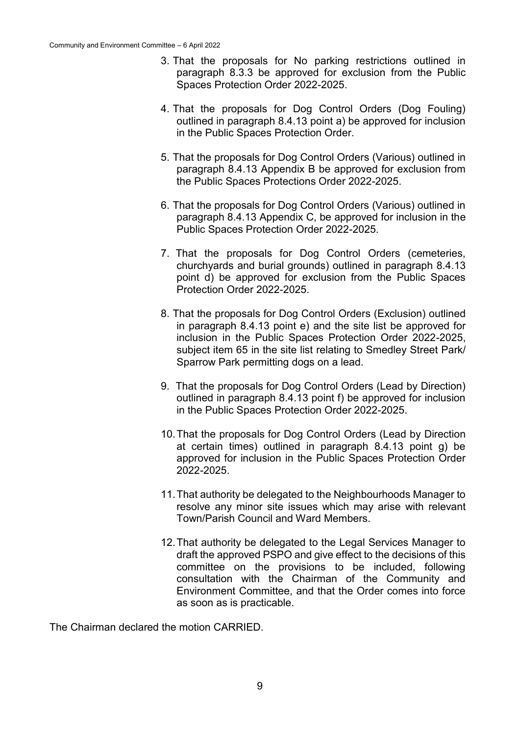3. That the proposals for No parking restrictions outlined in paragraph 8.3.3 be approved for exclusion from the Public Spaces Protection Order 2022-2025.

4. That the proposals for Dog Control Orders (Dog Fouling) outlined in paragraph 8.4.13 point a) be approved for inclusion in the Public Spaces Protection Order.

5. That the proposals for Dog Control Orders (Various) outlined in paragraph 8.4.13 Appendix B be approved for exclusion from the Public Spaces Protections Order 2022-2025.

6. That the proposals for Dog Control Orders (Various) outlined in paragraph 8.4.13 Appendix C, be approved for inclusion in the Public Spaces Protection Order 2022-2025.

7. That the proposals for Dog Control Orders (cemeteries, churchyards and burial grounds) outlined in paragraph 8.4.13 point d) be approved for exclusion from the Public Spaces Protection Order 2022-2025.

8. That the proposals for Dog Control Orders (Exclusion) outlined in paragraph 8.4.13 point e) and the site list be approved for inclusion in the Public Spaces Protection Order 2022-2025, subject item 65 in the site list relating to Smedley Street Park/ Sparrow Park permitting dogs on a lead.

9. That the proposals for Dog Control Orders (Lead by Direction) outlined in paragraph 8.4.13 point f) be approved for inclusion in the Public Spaces Protection Order 2022-2025.

10. That the proposals for Dog Control Orders (Lead by Direction at certain times) outlined in paragraph 8.4.13 point g) be approved for inclusion in the Public Spaces Protection Order 2022-2025.

11. That authority be delegated to the Neighbourhoods Manager to resolve any minor site issues which may arise with relevant Town/Parish Council and Ward Members.

12. That authority be delegated to the Legal Services Manager to draft the approved PSPO and give effect to the decisions of this committee on the provisions to be included, following consultation with the Chairman of the Community and Environment Committee, and that the Order comes into force as soon as is practicable.

The Chairman declared the motion CARRIED.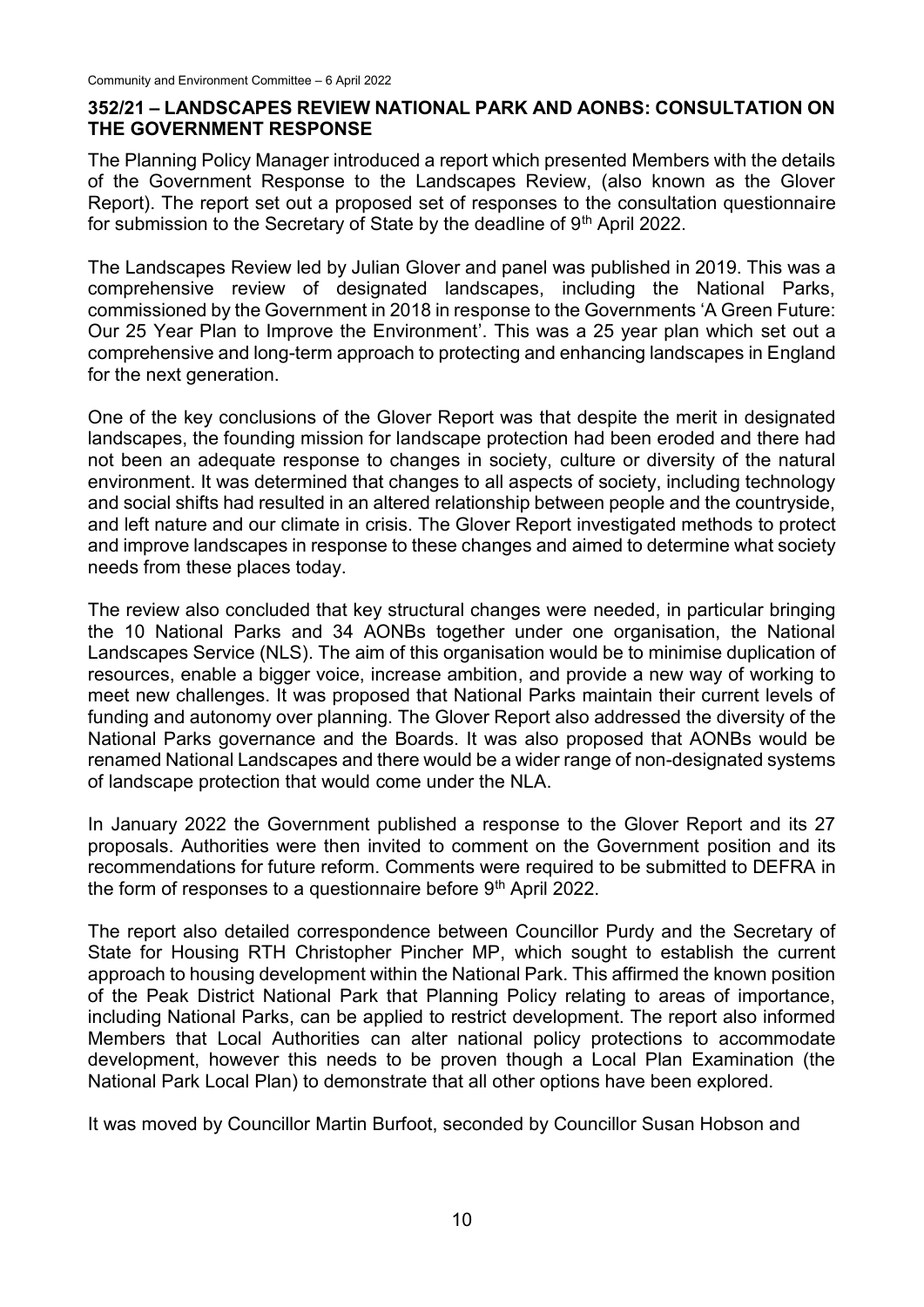## 352/21 – LANDSCAPES REVIEW NATIONAL PARK AND AONBS: CONSULTATION ON THE GOVERNMENT RESPONSE

The Planning Policy Manager introduced a report which presented Members with the details of the Government Response to the Landscapes Review, (also known as the Glover Report). The report set out a proposed set of responses to the consultation questionnaire for submission to the Secretary of State by the deadline of 9th April 2022.

The Landscapes Review led by Julian Glover and panel was published in 2019. This was a comprehensive review of designated landscapes, including the National Parks, commissioned by the Government in 2018 in response to the Governments 'A Green Future: Our 25 Year Plan to Improve the Environment'. This was a 25 year plan which set out a comprehensive and long-term approach to protecting and enhancing landscapes in England for the next generation.

One of the key conclusions of the Glover Report was that despite the merit in designated landscapes, the founding mission for landscape protection had been eroded and there had not been an adequate response to changes in society, culture or diversity of the natural environment. It was determined that changes to all aspects of society, including technology and social shifts had resulted in an altered relationship between people and the countryside, and left nature and our climate in crisis. The Glover Report investigated methods to protect and improve landscapes in response to these changes and aimed to determine what society needs from these places today.

The review also concluded that key structural changes were needed, in particular bringing the 10 National Parks and 34 AONBs together under one organisation, the National Landscapes Service (NLS). The aim of this organisation would be to minimise duplication of resources, enable a bigger voice, increase ambition, and provide a new way of working to meet new challenges. It was proposed that National Parks maintain their current levels of funding and autonomy over planning. The Glover Report also addressed the diversity of the National Parks governance and the Boards. It was also proposed that AONBs would be renamed National Landscapes and there would be a wider range of non-designated systems of landscape protection that would come under the NLA.

In January 2022 the Government published a response to the Glover Report and its 27 proposals. Authorities were then invited to comment on the Government position and its recommendations for future reform. Comments were required to be submitted to DEFRA in the form of responses to a questionnaire before 9th April 2022.

The report also detailed correspondence between Councillor Purdy and the Secretary of State for Housing RTH Christopher Pincher MP, which sought to establish the current approach to housing development within the National Park. This affirmed the known position of the Peak District National Park that Planning Policy relating to areas of importance, including National Parks, can be applied to restrict development. The report also informed Members that Local Authorities can alter national policy protections to accommodate development, however this needs to be proven though a Local Plan Examination (the National Park Local Plan) to demonstrate that all other options have been explored.

It was moved by Councillor Martin Burfoot, seconded by Councillor Susan Hobson and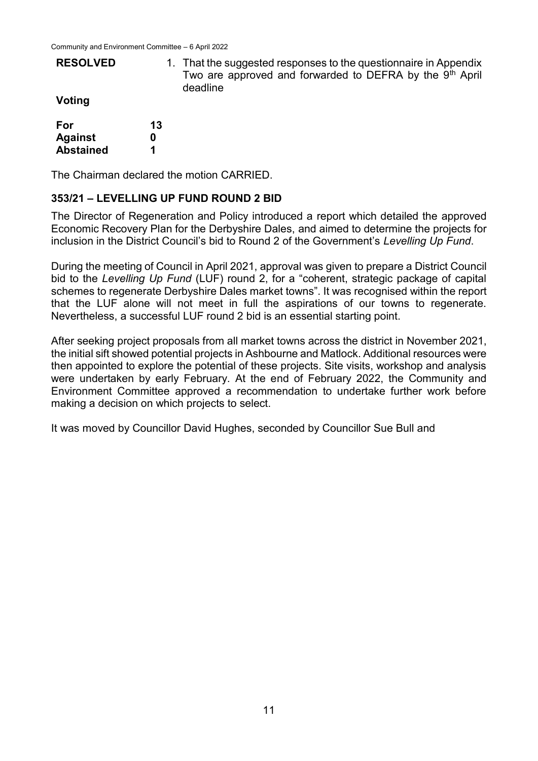**RESOLVED**

1. That the suggested responses to the questionnaire in Appendix Two are approved and forwarded to DEFRA by the 9th April deadline

**Voting**

| | |
|---|---|
| **For** | **13** |
| **Against** | **0** |
| **Abstained** | **1** |

The Chairman declared the motion CARRIED.

### 353/21 – LEVELLING UP FUND ROUND 2 BID

The Director of Regeneration and Policy introduced a report which detailed the approved Economic Recovery Plan for the Derbyshire Dales, and aimed to determine the projects for inclusion in the District Council's bid to Round 2 of the Government's *Levelling Up Fund*.

During the meeting of Council in April 2021, approval was given to prepare a District Council bid to the *Levelling Up Fund* (LUF) round 2, for a "coherent, strategic package of capital schemes to regenerate Derbyshire Dales market towns". It was recognised within the report that the LUF alone will not meet in full the aspirations of our towns to regenerate. Nevertheless, a successful LUF round 2 bid is an essential starting point.

After seeking project proposals from all market towns across the district in November 2021, the initial sift showed potential projects in Ashbourne and Matlock. Additional resources were then appointed to explore the potential of these projects. Site visits, workshop and analysis were undertaken by early February. At the end of February 2022, the Community and Environment Committee approved a recommendation to undertake further work before making a decision on which projects to select.

It was moved by Councillor David Hughes, seconded by Councillor Sue Bull and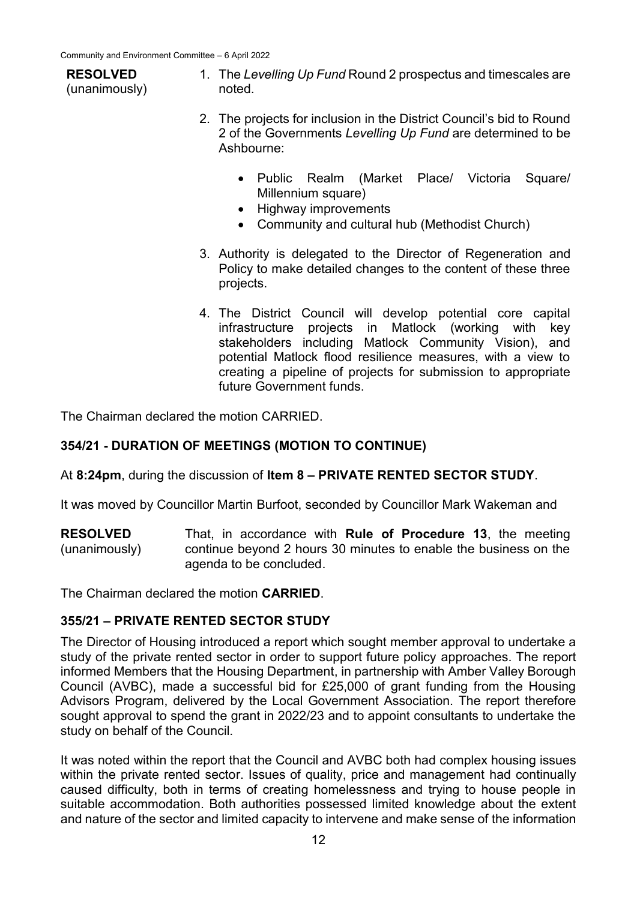**RESOLVED** (unanimously)

1. The *Levelling Up Fund* Round 2 prospectus and timescales are noted.
2. The projects for inclusion in the District Council's bid to Round 2 of the Governments *Levelling Up Fund* are determined to be Ashbourne:
   - Public Realm (Market Place/ Victoria Square/ Millennium square)
   - Highway improvements
   - Community and cultural hub (Methodist Church)
3. Authority is delegated to the Director of Regeneration and Policy to make detailed changes to the content of these three projects.
4. The District Council will develop potential core capital infrastructure projects in Matlock (working with key stakeholders including Matlock Community Vision), and potential Matlock flood resilience measures, with a view to creating a pipeline of projects for submission to appropriate future Government funds.

The Chairman declared the motion CARRIED.

### 354/21 - DURATION OF MEETINGS (MOTION TO CONTINUE)

At **8:24pm**, during the discussion of **Item 8 – PRIVATE RENTED SECTOR STUDY**.

It was moved by Councillor Martin Burfoot, seconded by Councillor Mark Wakeman and

**RESOLVED** (unanimously) That, in accordance with **Rule of Procedure 13**, the meeting continue beyond 2 hours 30 minutes to enable the business on the agenda to be concluded.

The Chairman declared the motion **CARRIED**.

### 355/21 – PRIVATE RENTED SECTOR STUDY

The Director of Housing introduced a report which sought member approval to undertake a study of the private rented sector in order to support future policy approaches. The report informed Members that the Housing Department, in partnership with Amber Valley Borough Council (AVBC), made a successful bid for £25,000 of grant funding from the Housing Advisors Program, delivered by the Local Government Association. The report therefore sought approval to spend the grant in 2022/23 and to appoint consultants to undertake the study on behalf of the Council.

It was noted within the report that the Council and AVBC both had complex housing issues within the private rented sector. Issues of quality, price and management had continually caused difficulty, both in terms of creating homelessness and trying to house people in suitable accommodation. Both authorities possessed limited knowledge about the extent and nature of the sector and limited capacity to intervene and make sense of the information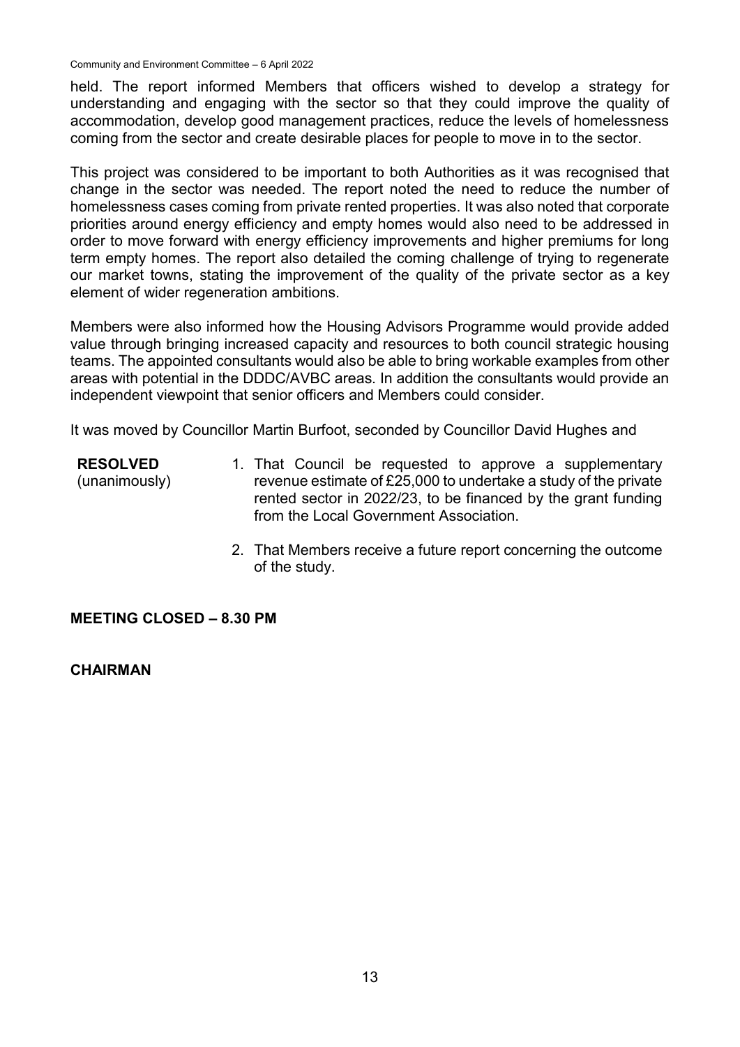held. The report informed Members that officers wished to develop a strategy for understanding and engaging with the sector so that they could improve the quality of accommodation, develop good management practices, reduce the levels of homelessness coming from the sector and create desirable places for people to move in to the sector.

This project was considered to be important to both Authorities as it was recognised that change in the sector was needed. The report noted the need to reduce the number of homelessness cases coming from private rented properties. It was also noted that corporate priorities around energy efficiency and empty homes would also need to be addressed in order to move forward with energy efficiency improvements and higher premiums for long term empty homes. The report also detailed the coming challenge of trying to regenerate our market towns, stating the improvement of the quality of the private sector as a key element of wider regeneration ambitions.

Members were also informed how the Housing Advisors Programme would provide added value through bringing increased capacity and resources to both council strategic housing teams. The appointed consultants would also be able to bring workable examples from other areas with potential in the DDDC/AVBC areas. In addition the consultants would provide an independent viewpoint that senior officers and Members could consider.

It was moved by Councillor Martin Burfoot, seconded by Councillor David Hughes and

**RESOLVED** (unanimously)

1. That Council be requested to approve a supplementary revenue estimate of £25,000 to undertake a study of the private rented sector in 2022/23, to be financed by the grant funding from the Local Government Association.
2. That Members receive a future report concerning the outcome of the study.

**MEETING CLOSED – 8.30 PM**

**CHAIRMAN**